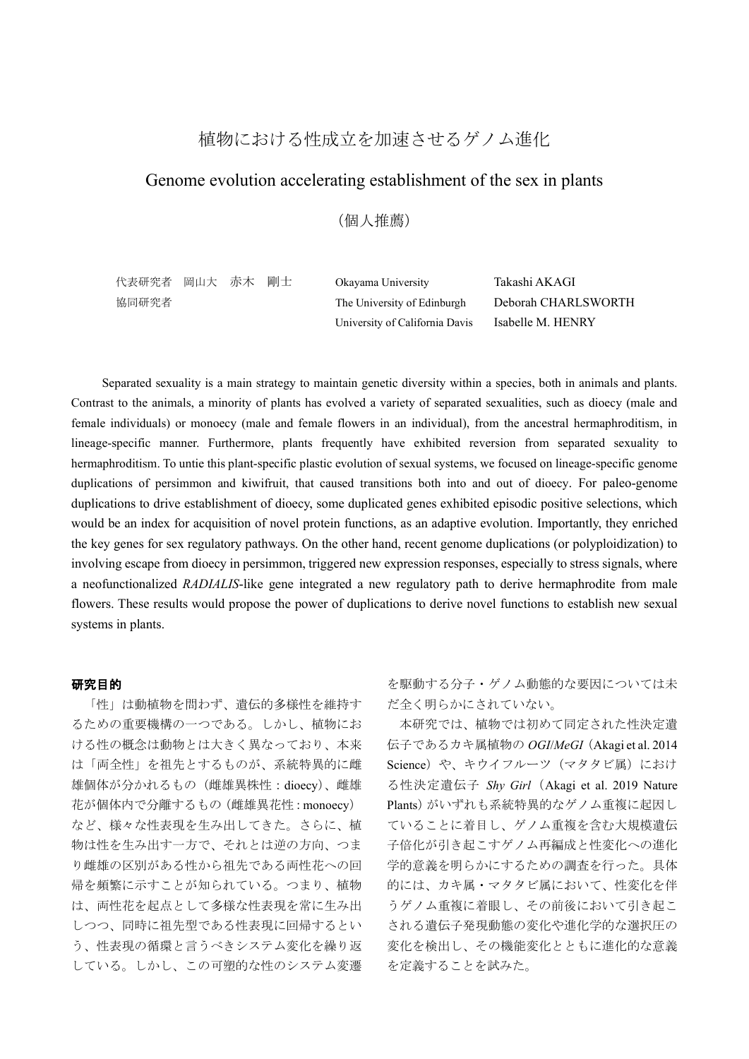# 植物における性成立を加速させるゲノム進化

## Genome evolution accelerating establishment of the sex in plants

（個人推薦）

| | | | |
|---|---|---|---|
| 代表研究者 | 岡山大　赤木　剛士 | Okayama University | Takashi AKAGI |
| 協同研究者 | | The University of Edinburgh | Deborah CHARLSWORTH |
| | | University of California Davis | Isabelle M. HENRY |

Separated sexuality is a main strategy to maintain genetic diversity within a species, both in animals and plants. Contrast to the animals, a minority of plants has evolved a variety of separated sexualities, such as dioecy (male and female individuals) or monoecy (male and female flowers in an individual), from the ancestral hermaphroditism, in lineage-specific manner. Furthermore, plants frequently have exhibited reversion from separated sexuality to hermaphroditism. To untie this plant-specific plastic evolution of sexual systems, we focused on lineage-specific genome duplications of persimmon and kiwifruit, that caused transitions both into and out of dioecy. For paleo-genome duplications to drive establishment of dioecy, some duplicated genes exhibited episodic positive selections, which would be an index for acquisition of novel protein functions, as an adaptive evolution. Importantly, they enriched the key genes for sex regulatory pathways. On the other hand, recent genome duplications (or polyploidization) to involving escape from dioecy in persimmon, triggered new expression responses, especially to stress signals, where a neofunctionalized *RADIALIS*-like gene integrated a new regulatory path to derive hermaphrodite from male flowers. These results would propose the power of duplications to derive novel functions to establish new sexual systems in plants.

**研究目的**

「性」は動植物を問わず、遺伝的多様性を維持するための重要機構の一つである。しかし、植物における性の概念は動物とは大きく異なっており、本来は「両全性」を祖先とするものが、系統特異的に雌雄個体が分かれるもの（雌雄異株性 : dioecy）、雌雄花が個体内で分離するもの（雌雄異花性 : monoecy）など、様々な性表現を生み出してきた。さらに、植物は性を生み出す一方で、それとは逆の方向、つまり雌雄の区別がある性から祖先である両性花への回帰を頻繁に示すことが知られている。つまり、植物は、両性花を起点として多様な性表現を常に生み出しつつ、同時に祖先型である性表現に回帰するという、性表現の循環と言うべきシステム変化を繰り返している。しかし、この可塑的な性のシステム変遷を駆動する分子・ゲノム動態的な要因については未だ全く明らかにされていない。

本研究では、植物では初めて同定された性決定遺伝子であるカキ属植物の *OGI*/*MeGI*（Akagi et al. 2014 Science）や、キウイフルーツ（マタタビ属）における性決定遺伝子 *Shy Girl*（Akagi et al. 2019 Nature Plants）がいずれも系統特異的なゲノム重複に起因していることに着目し、ゲノム重複を含む大規模遺伝子倍化が引き起こすゲノム再編成と性変化への進化学的意義を明らかにするための調査を行った。具体的には、カキ属・マタタビ属において、性変化を伴うゲノム重複に着眼し、その前後において引き起こされる遺伝子発現動態の変化や進化学的な選択圧の変化を検出し、その機能変化とともに進化的な意義を定義することを試みた。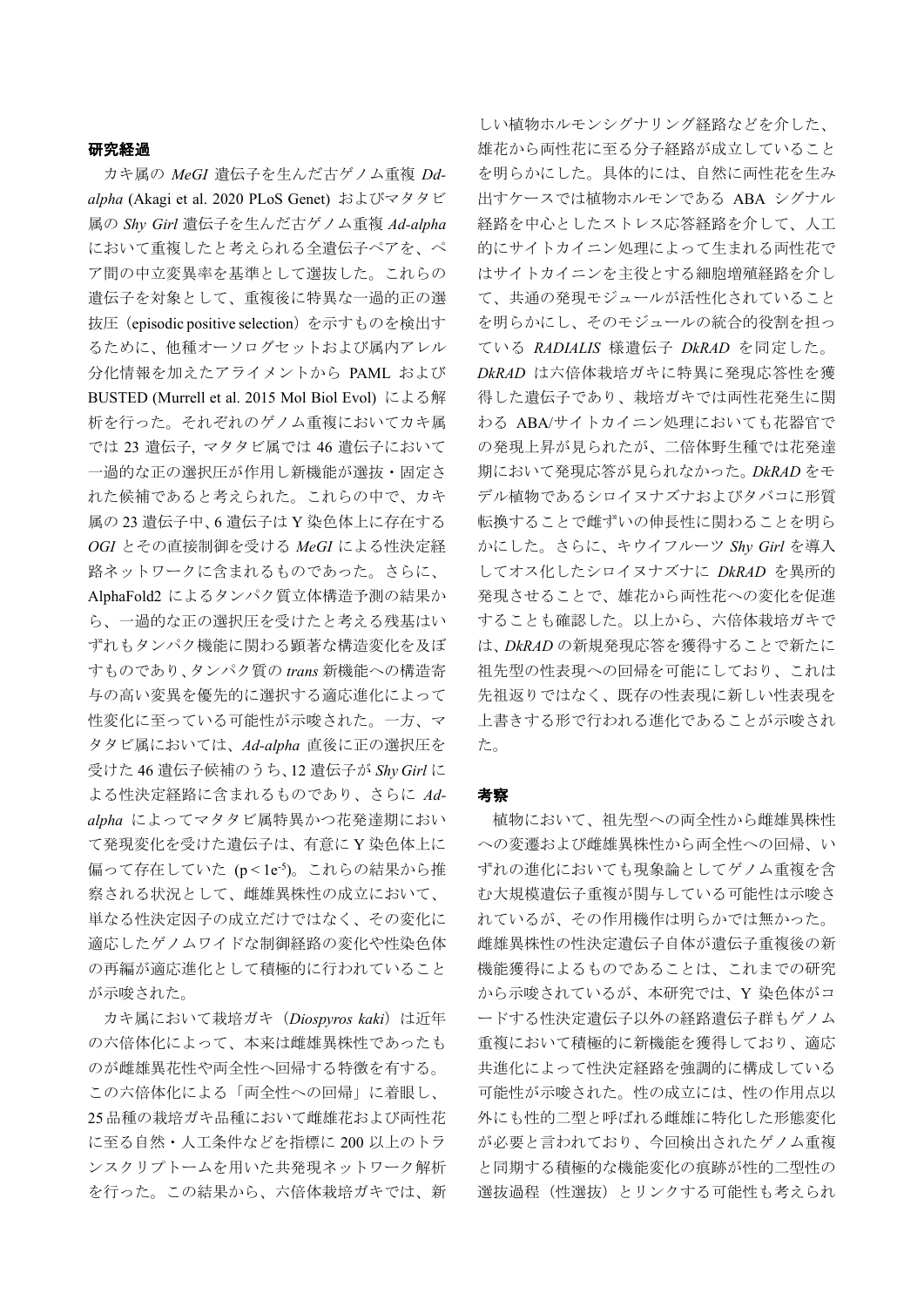## 研究経過

カキ属の *MeGI* 遺伝子を生んだ古ゲノム重複 *Dd-alpha* (Akagi et al. 2020 PLoS Genet) およびマタタビ属の *Shy Girl* 遺伝子を生んだ古ゲノム重複 *Ad-alpha* において重複したと考えられる全遺伝子ペアを、ペア間の中立変異率を基準として選抜した。これらの遺伝子を対象として、重複後に特異な一過的正の選抜圧（episodic positive selection）を示すものを検出するために、他種オーソログセットおよび属内アレル分化情報を加えたアライメントから PAML および BUSTED (Murrell et al. 2015 Mol Biol Evol) による解析を行った。それぞれのゲノム重複においてカキ属では 23 遺伝子, マタタビ属では 46 遺伝子において一過的な正の選択圧が作用し新機能が選抜・固定された候補であると考えられた。これらの中で、カキ属の 23 遺伝子中、6 遺伝子は Y 染色体上に存在する *OGI* とその直接制御を受ける *MeGI* による性決定経路ネットワークに含まれるものであった。さらに、AlphaFold2 によるタンパク質立体構造予測の結果から、一過的な正の選択圧を受けたと考える残基はいずれもタンパク機能に関わる顕著な構造変化を及ぼすものであり、タンパク質の *trans* 新機能への構造寄与の高い変異を優先的に選択する適応進化によって性変化に至っている可能性が示唆された。一方、マタタビ属においては、*Ad-alpha* 直後に正の選択圧を受けた 46 遺伝子候補のうち、12 遺伝子が *Shy Girl* による性決定経路に含まれるものであり、さらに *Ad-alpha* によってマタタビ属特異かつ花発達期において発現変化を受けた遺伝子は、有意に Y 染色体上に偏って存在していた ($p < 1e^{-5}$)。これらの結果から推察される状況として、雌雄異株性の成立において、単なる性決定因子の成立だけではなく、その変化に適応したゲノムワイドな制御経路の変化や性染色体の再編が適応進化として積極的に行われていることが示唆された。

カキ属において栽培ガキ（*Diospyros kaki*）は近年の六倍体化によって、本来は雌雄異株性であったものが雌雄異花性や両全性へ回帰する特徴を有する。この六倍体化による「両全性への回帰」に着眼し、25 品種の栽培ガキ品種において雌雄花および両性花に至る自然・人工条件などを指標に 200 以上のトランスクリプトームを用いた共発現ネットワーク解析を行った。この結果から、六倍体栽培ガキでは、新しい植物ホルモンシグナリング経路などを介した、雄花から両性花に至る分子経路が成立していることを明らかにした。具体的には、自然に両性花を生み出すケースでは植物ホルモンである ABA シグナル経路を中心としたストレス応答経路を介して、人工的にサイトカイニン処理によって生まれる両性花ではサイトカイニンを主役とする細胞増殖経路を介して、共通の発現モジュールが活性化されていることを明らかにし、そのモジュールの統合的役割を担っている *RADIALIS* 様遺伝子 *DkRAD* を同定した。*DkRAD* は六倍体栽培ガキに特異に発現応答性を獲得した遺伝子であり、栽培ガキでは両性花発生に関わる ABA/サイトカイニン処理においても花器官での発現上昇が見られたが、二倍体野生種では花発達期において発現応答が見られなかった。*DkRAD* をモデル植物であるシロイヌナズナおよびタバコに形質転換することで雌ずいの伸長性に関わることを明らかにした。さらに、キウイフルーツ *Shy Girl* を導入してオス化したシロイヌナズナに *DkRAD* を異所的発現させることで、雄花から両性花への変化を促進することも確認した。以上から、六倍体栽培ガキでは、*DkRAD* の新規発現応答を獲得することで新たに祖先型の性表現への回帰を可能にしており、これは先祖返りではなく、既存の性表現に新しい性表現を上書きする形で行われる進化であることが示唆された。

## 考察

植物において、祖先型への両全性から雌雄異株性への変遷および雌雄異株性から両全性への回帰、いずれの進化においても現象論としてゲノム重複を含む大規模遺伝子重複が関与している可能性は示唆されているが、その作用機作は明らかでは無かった。雌雄異株性の性決定遺伝子自体が遺伝子重複後の新機能獲得によるものであることは、これまでの研究から示唆されているが、本研究では、Y 染色体がコードする性決定遺伝子以外の経路遺伝子群もゲノム重複において積極的に新機能を獲得しており、適応共進化によって性決定経路を強調的に構成している可能性が示唆された。性の成立には、性の作用点以外にも性的二型と呼ばれる雌雄に特化した形態変化が必要と言われており、今回検出されたゲノム重複と同期する積極的な機能変化の痕跡が性的二型性の選抜過程（性選抜）とリンクする可能性も考えられ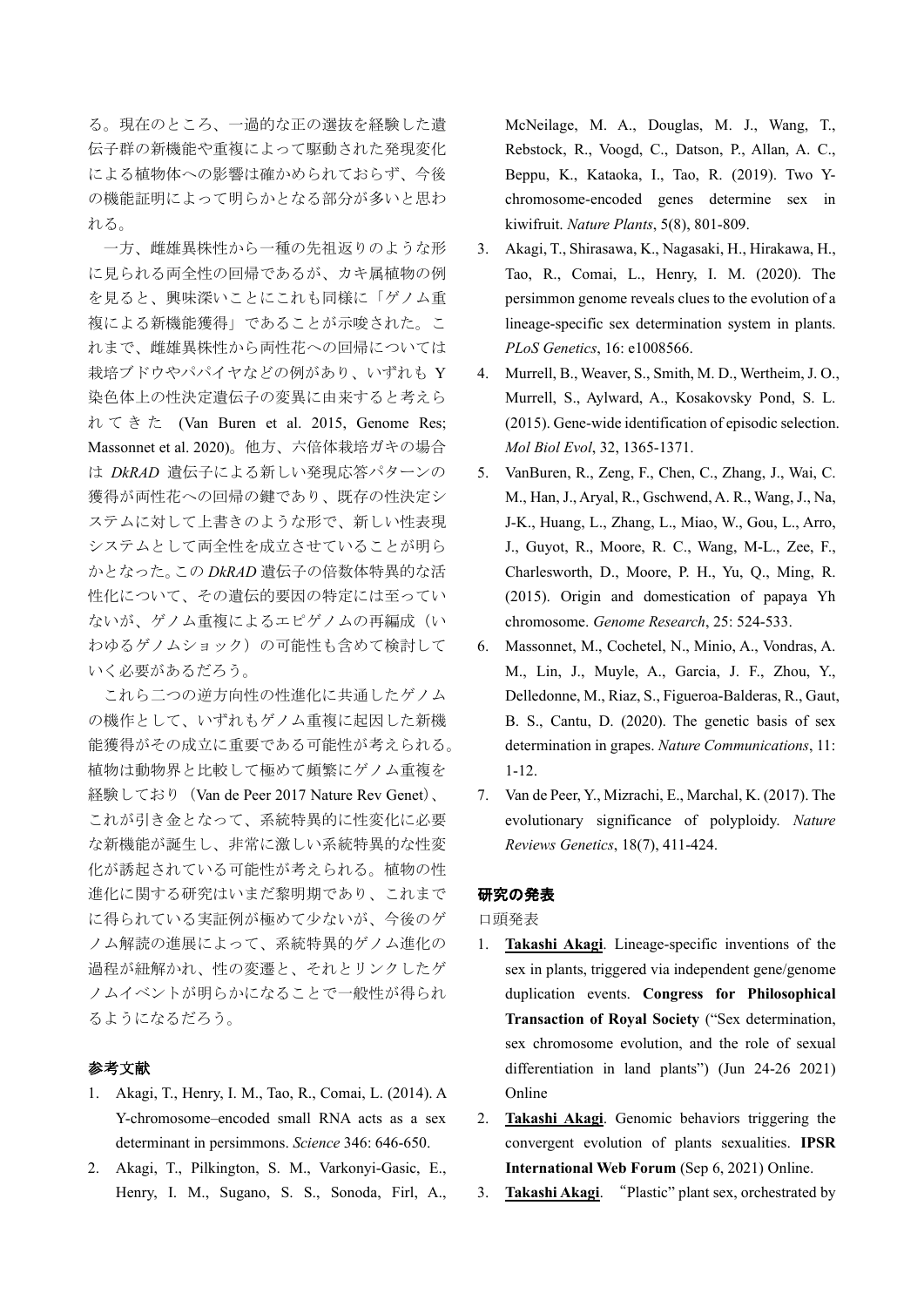る。現在のところ、一過的な正の選抜を経験した遺伝子群の新機能や重複によって駆動された発現変化による植物体への影響は確かめられておらず、今後の機能証明によって明らかとなる部分が多いと思われる。

一方、雌雄異株性から一種の先祖返りのような形に見られる両全性の回帰であるが、カキ属植物の例を見ると、興味深いことにこれも同様に「ゲノム重複による新機能獲得」であることが示唆された。これまで、雌雄異株性から両性花への回帰については栽培ブドウやパパイヤなどの例があり、いずれも Y 染色体上の性決定遺伝子の変異に由来すると考えられてきた (Van Buren et al. 2015, Genome Res; Massonnet et al. 2020)。他方、六倍体栽培ガキの場合は *DkRAD* 遺伝子による新しい発現応答パターンの獲得が両性花への回帰の鍵であり、既存の性決定システムに対して上書きのような形で、新しい性表現システムとして両全性を成立させていることが明らかとなった。この *DkRAD* 遺伝子の倍数体特異的な活性化について、その遺伝的要因の特定には至っていないが、ゲノム重複によるエピゲノムの再編成（いわゆるゲノムショック）の可能性も含めて検討していく必要があるだろう。

これら二つの逆方向性の性進化に共通したゲノムの機作として、いずれもゲノム重複に起因した新機能獲得がその成立に重要である可能性が考えられる。植物は動物界と比較して極めて頻繁にゲノム重複を経験しており（Van de Peer 2017 Nature Rev Genet）、これが引き金となって、系統特異的に性変化に必要な新機能が誕生し、非常に激しい系統特異的な性変化が誘起されている可能性が考えられる。植物の性進化に関する研究はいまだ黎明期であり、これまでに得られている実証例が極めて少ないが、今後のゲノム解読の進展によって、系統特異的ゲノム進化の過程が紐解かれ、性の変遷と、それとリンクしたゲノムイベントが明らかになることで一般性が得られるようになるだろう。

## 参考文献

1. Akagi, T., Henry, I. M., Tao, R., Comai, L. (2014). A Y-chromosome–encoded small RNA acts as a sex determinant in persimmons. *Science* 346: 646-650.
2. Akagi, T., Pilkington, S. M., Varkonyi-Gasic, E., Henry, I. M., Sugano, S. S., Sonoda, Firl, A., McNeilage, M. A., Douglas, M. J., Wang, T., Rebstock, R., Voogd, C., Datson, P., Allan, A. C., Beppu, K., Kataoka, I., Tao, R. (2019). Two Y-chromosome-encoded genes determine sex in kiwifruit. *Nature Plants*, 5(8), 801-809.
3. Akagi, T., Shirasawa, K., Nagasaki, H., Hirakawa, H., Tao, R., Comai, L., Henry, I. M. (2020). The persimmon genome reveals clues to the evolution of a lineage-specific sex determination system in plants. *PLoS Genetics*, 16: e1008566.
4. Murrell, B., Weaver, S., Smith, M. D., Wertheim, J. O., Murrell, S., Aylward, A., Kosakovsky Pond, S. L. (2015). Gene-wide identification of episodic selection. *Mol Biol Evol*, 32, 1365-1371.
5. VanBuren, R., Zeng, F., Chen, C., Zhang, J., Wai, C. M., Han, J., Aryal, R., Gschwend, A. R., Wang, J., Na, J-K., Huang, L., Zhang, L., Miao, W., Gou, L., Arro, J., Guyot, R., Moore, R. C., Wang, M-L., Zee, F., Charlesworth, D., Moore, P. H., Yu, Q., Ming, R. (2015). Origin and domestication of papaya Yh chromosome. *Genome Research*, 25: 524-533.
6. Massonnet, M., Cochetel, N., Minio, A., Vondras, A. M., Lin, J., Muyle, A., Garcia, J. F., Zhou, Y., Delledonne, M., Riaz, S., Figueroa-Balderas, R., Gaut, B. S., Cantu, D. (2020). The genetic basis of sex determination in grapes. *Nature Communications*, 11: 1-12.
7. Van de Peer, Y., Mizrachi, E., Marchal, K. (2017). The evolutionary significance of polyploidy. *Nature Reviews Genetics*, 18(7), 411-424.

## 研究の発表

口頭発表

1. **Takashi Akagi**. Lineage-specific inventions of the sex in plants, triggered via independent gene/genome duplication events. **Congress for Philosophical Transaction of Royal Society** ("Sex determination, sex chromosome evolution, and the role of sexual differentiation in land plants") (Jun 24-26 2021) Online
2. **Takashi Akagi**. Genomic behaviors triggering the convergent evolution of plants sexualities. **IPSR International Web Forum** (Sep 6, 2021) Online.
3. **Takashi Akagi**. "Plastic" plant sex, orchestrated by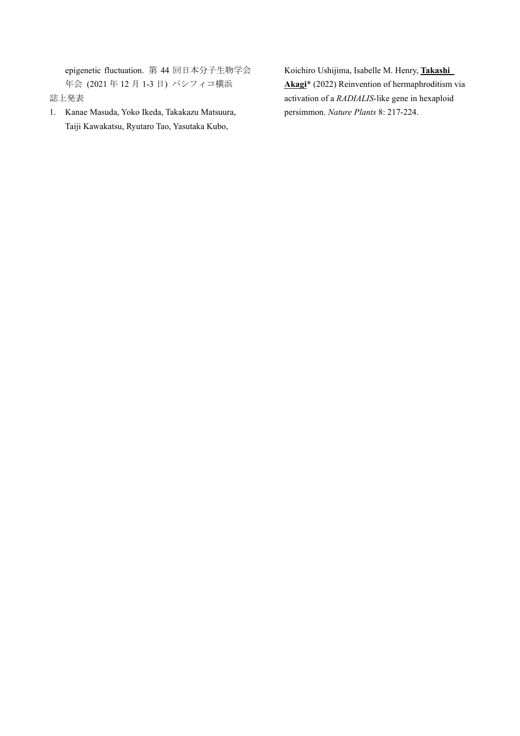epigenetic fluctuation. 第 44 回日本分子生物学会年会 (2021 年 12 月 1-3 日) パシフィコ横浜

誌上発表

1. Kanae Masuda, Yoko Ikeda, Takakazu Matsuura, Taiji Kawakatsu, Ryutaro Tao, Yasutaka Kubo, Koichiro Ushijima, Isabelle M. Henry, **Takashi Akagi**\* (2022) Reinvention of hermaphroditism via activation of a *RADIALIS*-like gene in hexaploid persimmon. *Nature Plants* 8: 217-224.